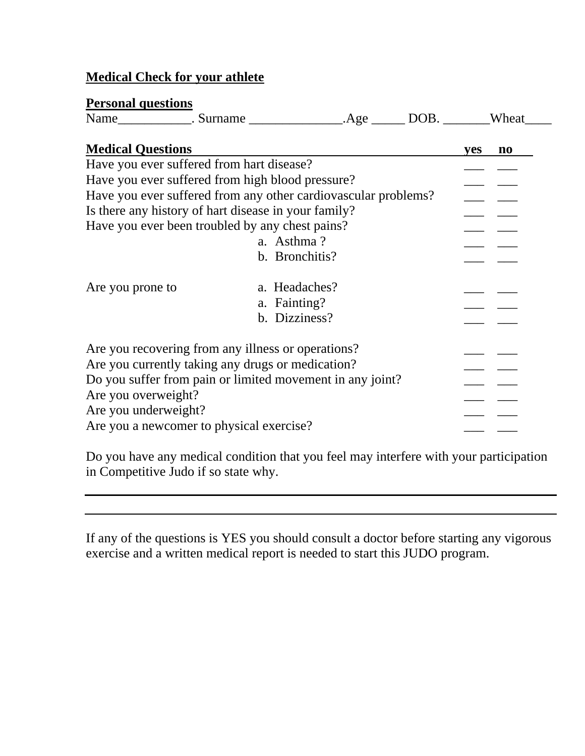**Medical Check for your athlete**

**Personal questions**

Name___________. Surname ______________.Age _____ DOB. _______Wheat____

| **Medical Questions** | | **yes** | **no** |
|---|---|---|---|
| Have you ever suffered from hart disease? | | ___ | ___ |
| Have you ever suffered from high blood pressure? | | ___ | ___ |
| Have you ever suffered from any other cardiovascular problems? | | ___ | ___ |
| Is there any history of hart disease in your family? | | ___ | ___ |
| Have you ever been troubled by any chest pains? | | ___ | ___ |
| | a. Asthma ? | ___ | ___ |
| | b. Bronchitis? | ___ | ___ |
| Are you prone to | a. Headaches? | ___ | ___ |
| | a. Fainting? | ___ | ___ |
| | b. Dizziness? | ___ | ___ |
| Are you recovering from any illness or operations? | | ___ | ___ |
| Are you currently taking any drugs or medication? | | ___ | ___ |
| Do you suffer from pain or limited movement in any joint? | | ___ | ___ |
| Are you overweight? | | ___ | ___ |
| Are you underweight? | | ___ | ___ |
| Are you a newcomer to physical exercise? | | ___ | ___ |

Do you have any medical condition that you feel may interfere with your participation in Competitive Judo if so state why.

---

---

If any of the questions is YES you should consult a doctor before starting any vigorous exercise and a written medical report is needed to start this JUDO program.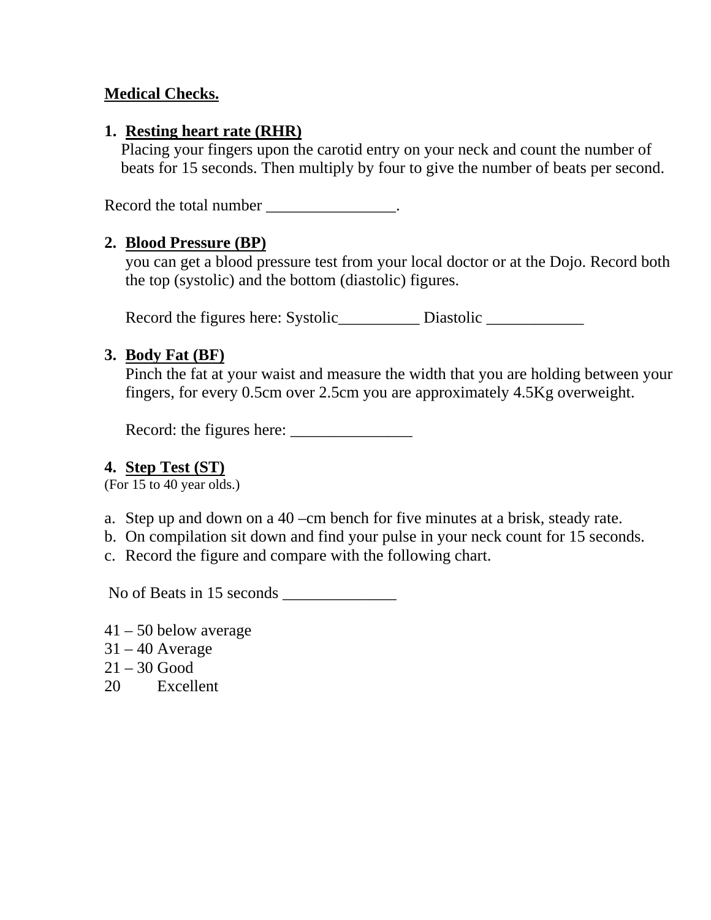**Medical Checks.**

1. **Resting heart rate (RHR)**
   Placing your fingers upon the carotid entry on your neck and count the number of beats for 15 seconds. Then multiply by four to give the number of beats per second.

Record the total number ________________.

2. **Blood Pressure (BP)**
   you can get a blood pressure test from your local doctor or at the Dojo. Record both the top (systolic) and the bottom (diastolic) figures.

   Record the figures here: Systolic__________ Diastolic ____________

3. **Body Fat (BF)**
   Pinch the fat at your waist and measure the width that you are holding between your fingers, for every 0.5cm over 2.5cm you are approximately 4.5Kg overweight.

   Record: the figures here: _______________

4. **Step Test (ST)**

(For 15 to 40 year olds.)

a. Step up and down on a 40 –cm bench for five minutes at a brisk, steady rate.
b. On compilation sit down and find your pulse in your neck count for 15 seconds.
c. Record the figure and compare with the following chart.

No of Beats in 15 seconds ______________

41 – 50 below average
31 – 40 Average
21 – 30 Good
20 Excellent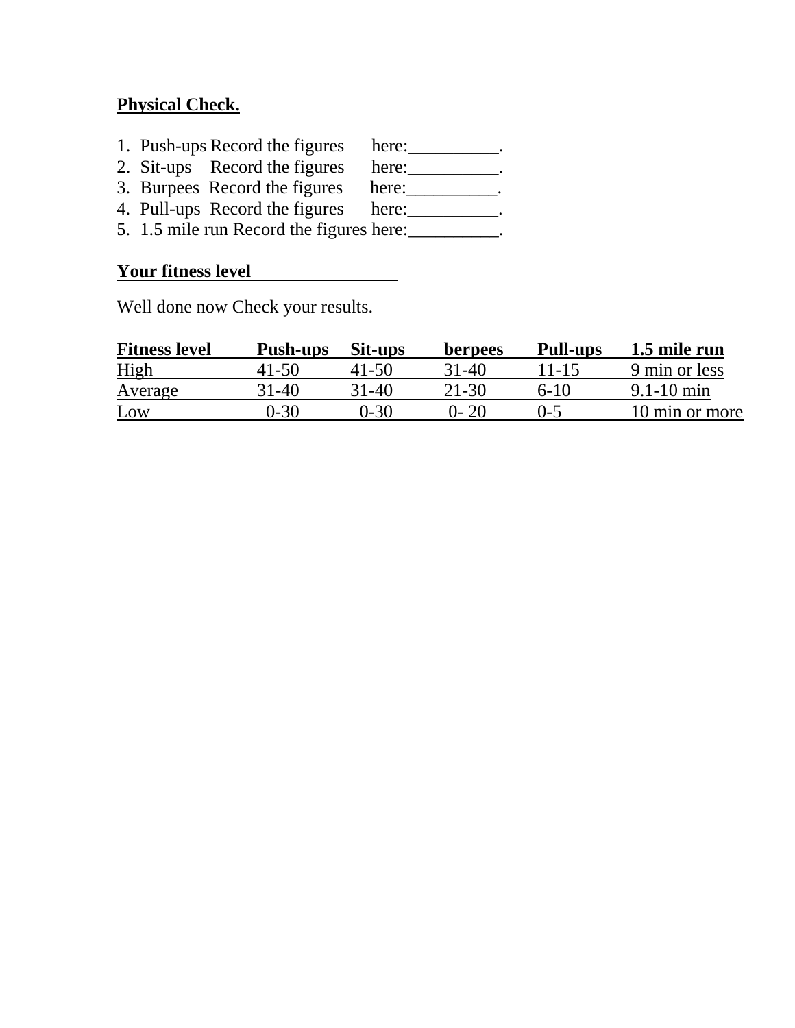**Physical Check.**

1. Push-ups Record the figures here:__________.
2. Sit-ups Record the figures here:__________.
3. Burpees Record the figures here:__________.
4. Pull-ups Record the figures here:__________.
5. 1.5 mile run Record the figures here:__________.

**Your fitness level**

Well done now Check your results.

| Fitness level | Push-ups | Sit-ups | berpees | Pull-ups | 1.5 mile run |
|---|---|---|---|---|---|
| High | 41-50 | 41-50 | 31-40 | 11-15 | 9 min or less |
| Average | 31-40 | 31-40 | 21-30 | 6-10 | 9.1-10 min |
| Low | 0-30 | 0-30 | 0- 20 | 0-5 | 10 min or more |